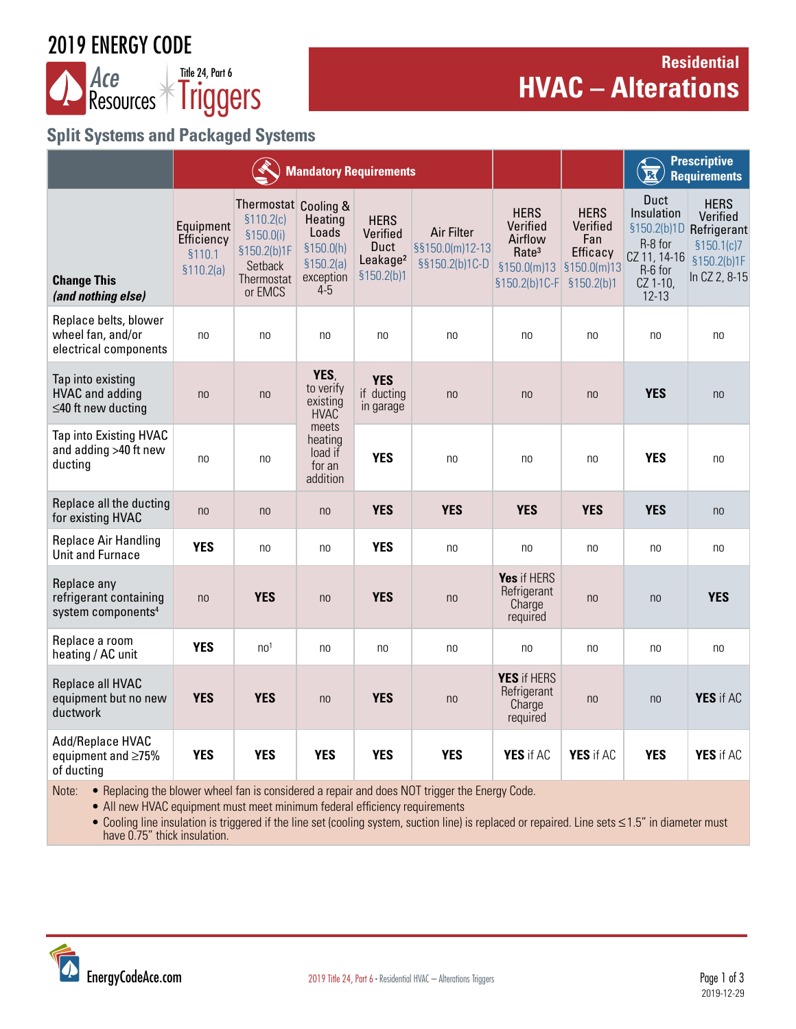# 2019 ENERGY CODE

Ace Resources | Title 24, Part 6 Triggers

## Residential HVAC – Alterations

### Split Systems and Packaged Systems

| Change This *(and nothing else)* | Mandatory Requirements | | | | | | | Prescriptive Requirements | |
|---|---|---|---|---|---|---|---|---|---|
| | Equipment Efficiency §110.1 §110.2(a) | Thermostat §110.2(c) §150.0(i) §150.2(b)1F Setback Thermostat or EMCS | Cooling & Heating Loads §150.0(h) §150.2(a) exception 4-5 | HERS Verified Duct Leakage[2] §150.2(b)1 | Air Filter §§150.0(m)12-13 §§150.2(b)1C-D | HERS Verified Airflow Rate[3] §150.0(m)13 §150.2(b)1C-F | HERS Verified Fan Efficacy §150.0(m)13 §150.2(b)1 | Duct Insulation §150.2(b)1D R-8 for CZ 11, 14-16 R-6 for CZ 1-10, 12-13 | HERS Verified Refrigerant §150.1(c)7 §150.2(b)1F In CZ 2, 8-15 |
| Replace belts, blower wheel fan, and/or electrical components | no | no | no | no | no | no | no | no | no |
| Tap into existing HVAC and adding ≤40 ft new ducting | no | no | **YES**, to verify existing HVAC meets heating load if for an addition | **YES** if ducting in garage | no | no | no | **YES** | no |
| Tap into Existing HVAC and adding >40 ft new ducting | no | no | | **YES** | no | no | no | **YES** | no |
| Replace all the ducting for existing HVAC | no | no | no | **YES** | **YES** | **YES** | **YES** | **YES** | no |
| Replace Air Handling Unit and Furnace | **YES** | no | no | **YES** | no | no | no | no | no |
| Replace any refrigerant containing system components[4] | no | **YES** | no | **YES** | no | **Yes** if HERS Refrigerant Charge required | no | no | **YES** |
| Replace a room heating / AC unit | **YES** | no[1] | no | no | no | no | no | no | no |
| Replace all HVAC equipment but no new ductwork | **YES** | **YES** | no | **YES** | no | **YES** if HERS Refrigerant Charge required | no | no | **YES** if AC |
| Add/Replace HVAC equipment and ≥75% of ducting | **YES** | **YES** | **YES** | **YES** | **YES** | **YES** if AC | **YES** if AC | **YES** | **YES** if AC |

Note:
- Replacing the blower wheel fan is considered a repair and does NOT trigger the Energy Code.
- All new HVAC equipment must meet minimum federal efficiency requirements
- Cooling line insulation is triggered if the line set (cooling system, suction line) is replaced or repaired. Line sets ≤1.5" in diameter must have 0.75" thick insulation.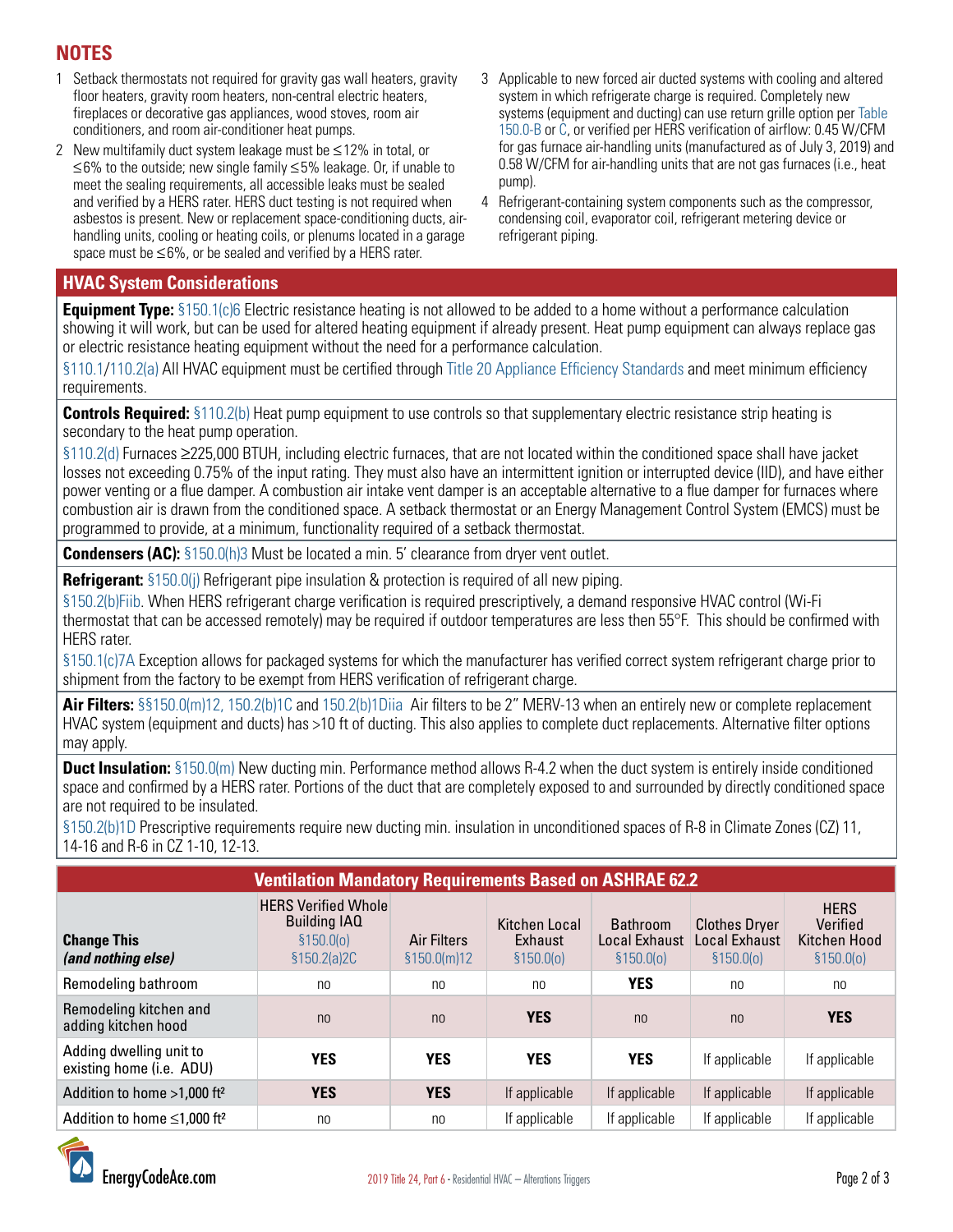## NOTES

1. Setback thermostats not required for gravity gas wall heaters, gravity floor heaters, gravity room heaters, non-central electric heaters, fireplaces or decorative gas appliances, wood stoves, room air conditioners, and room air-conditioner heat pumps.
2. New multifamily duct system leakage must be ≤12% in total, or ≤6% to the outside; new single family ≤5% leakage. Or, if unable to meet the sealing requirements, all accessible leaks must be sealed and verified by a HERS rater. HERS duct testing is not required when asbestos is present. New or replacement space-conditioning ducts, air-handling units, cooling or heating coils, or plenums located in a garage space must be ≤6%, or be sealed and verified by a HERS rater.
3. Applicable to new forced air ducted systems with cooling and altered system in which refrigerate charge is required. Completely new systems (equipment and ducting) can use return grille option per Table 150.0-B or C, or verified per HERS verification of airflow: 0.45 W/CFM for gas furnace air-handling units (manufactured as of July 3, 2019) and 0.58 W/CFM for air-handling units that are not gas furnaces (i.e., heat pump).
4. Refrigerant-containing system components such as the compressor, condensing coil, evaporator coil, refrigerant metering device or refrigerant piping.

## HVAC System Considerations

**Equipment Type:** §150.1(c)6 Electric resistance heating is not allowed to be added to a home without a performance calculation showing it will work, but can be used for altered heating equipment if already present. Heat pump equipment can always replace gas or electric resistance heating equipment without the need for a performance calculation.

§110.1/110.2(a) All HVAC equipment must be certified through Title 20 Appliance Efficiency Standards and meet minimum efficiency requirements.

**Controls Required:** §110.2(b) Heat pump equipment to use controls so that supplementary electric resistance strip heating is secondary to the heat pump operation.

§110.2(d) Furnaces ≥225,000 BTUH, including electric furnaces, that are not located within the conditioned space shall have jacket losses not exceeding 0.75% of the input rating. They must also have an intermittent ignition or interrupted device (IID), and have either power venting or a flue damper. A combustion air intake vent damper is an acceptable alternative to a flue damper for furnaces where combustion air is drawn from the conditioned space. A setback thermostat or an Energy Management Control System (EMCS) must be programmed to provide, at a minimum, functionality required of a setback thermostat.

**Condensers (AC):** §150.0(h)3 Must be located a min. 5' clearance from dryer vent outlet.

**Refrigerant:** §150.0(j) Refrigerant pipe insulation & protection is required of all new piping.

§150.2(b)Fiib. When HERS refrigerant charge verification is required prescriptively, a demand responsive HVAC control (Wi-Fi thermostat that can be accessed remotely) may be required if outdoor temperatures are less then 55°F. This should be confirmed with HERS rater.

§150.1(c)7A Exception allows for packaged systems for which the manufacturer has verified correct system refrigerant charge prior to shipment from the factory to be exempt from HERS verification of refrigerant charge.

**Air Filters:** §§150.0(m)12, 150.2(b)1C and 150.2(b)1Diia Air filters to be 2" MERV-13 when an entirely new or complete replacement HVAC system (equipment and ducts) has >10 ft of ducting. This also applies to complete duct replacements. Alternative filter options may apply.

**Duct Insulation:** §150.0(m) New ducting min. Performance method allows R-4.2 when the duct system is entirely inside conditioned space and confirmed by a HERS rater. Portions of the duct that are completely exposed to and surrounded by directly conditioned space are not required to be insulated.

§150.2(b)1D Prescriptive requirements require new ducting min. insulation in unconditioned spaces of R-8 in Climate Zones (CZ) 11, 14-16 and R-6 in CZ 1-10, 12-13.

## Ventilation Mandatory Requirements Based on ASHRAE 62.2

| **Change This** *(and nothing else)* | HERS Verified Whole Building IAQ §150.0(o) §150.2(a)2C | Air Filters §150.0(m)12 | Kitchen Local Exhaust §150.0(o) | Bathroom Local Exhaust §150.0(o) | Clothes Dryer Local Exhaust §150.0(o) | HERS Verified Kitchen Hood §150.0(o) |
|---|---|---|---|---|---|---|
| Remodeling bathroom | no | no | no | **YES** | no | no |
| Remodeling kitchen and adding kitchen hood | no | no | **YES** | no | no | **YES** |
| Adding dwelling unit to existing home (i.e. ADU) | **YES** | **YES** | **YES** | **YES** | If applicable | If applicable |
| Addition to home >1,000 ft² | **YES** | **YES** | If applicable | If applicable | If applicable | If applicable |
| Addition to home ≤1,000 ft² | no | no | If applicable | If applicable | If applicable | If applicable |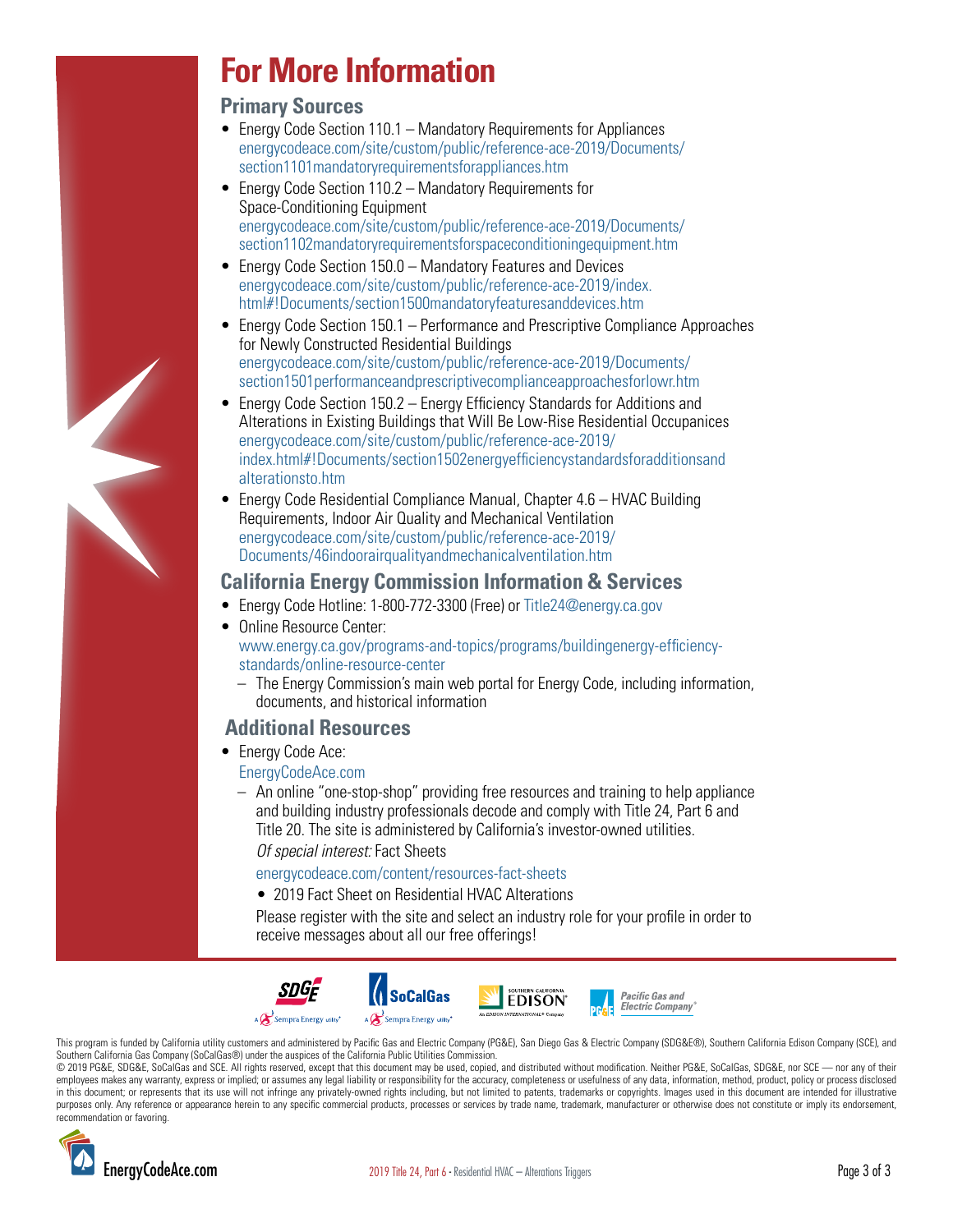# For More Information

## Primary Sources

- Energy Code Section 110.1 – Mandatory Requirements for Appliances
  energycodeace.com/site/custom/public/reference-ace-2019/Documents/section1101mandatoryrequirementsforappliances.htm
- Energy Code Section 110.2 – Mandatory Requirements for Space-Conditioning Equipment
  energycodeace.com/site/custom/public/reference-ace-2019/Documents/section1102mandatoryrequirementsforspaceconditioningequipment.htm
- Energy Code Section 150.0 – Mandatory Features and Devices
  energycodeace.com/site/custom/public/reference-ace-2019/index.html#!Documents/section1500mandatoryfeaturesanddevices.htm
- Energy Code Section 150.1 – Performance and Prescriptive Compliance Approaches for Newly Constructed Residential Buildings
  energycodeace.com/site/custom/public/reference-ace-2019/Documents/section1501performanceandprescriptivecomplianceapproachesforlowr.htm
- Energy Code Section 150.2 – Energy Efficiency Standards for Additions and Alterations in Existing Buildings that Will Be Low-Rise Residential Occupanices
  energycodeace.com/site/custom/public/reference-ace-2019/index.html#!Documents/section1502energyefficiencystandardsforadditionsandalterationsto.htm
- Energy Code Residential Compliance Manual, Chapter 4.6 – HVAC Building Requirements, Indoor Air Quality and Mechanical Ventilation
  energycodeace.com/site/custom/public/reference-ace-2019/Documents/46indoorairqualityandmechanicalventilation.htm

## California Energy Commission Information & Services

- Energy Code Hotline: 1-800-772-3300 (Free) or Title24@energy.ca.gov
- Online Resource Center:
  www.energy.ca.gov/programs-and-topics/programs/buildingenergy-efficiency-standards/online-resource-center
  - The Energy Commission's main web portal for Energy Code, including information, documents, and historical information

## Additional Resources

- Energy Code Ace:
  EnergyCodeAce.com
  - An online "one-stop-shop" providing free resources and training to help appliance and building industry professionals decode and comply with Title 24, Part 6 and Title 20. The site is administered by California's investor-owned utilities.

    *Of special interest:* Fact Sheets

    energycodeace.com/content/resources-fact-sheets

    - 2019 Fact Sheet on Residential HVAC Alterations

    Please register with the site and select an industry role for your profile in order to receive messages about all our free offerings!

This program is funded by California utility customers and administered by Pacific Gas and Electric Company (PG&E), San Diego Gas & Electric Company (SDG&E®), Southern California Edison Company (SCE), and Southern California Gas Company (SoCalGas®) under the auspices of the California Public Utilities Commission.

© 2019 PG&E, SDG&E, SoCalGas and SCE. All rights reserved, except that this document may be used, copied, and distributed without modification. Neither PG&E, SoCalGas, SDG&E, nor SCE — nor any of their employees makes any warranty, express or implied; or assumes any legal liability or responsibility for the accuracy, completeness or usefulness of any data, information, method, product, policy or process disclosed in this document; or represents that its use will not infringe any privately-owned rights including, but not limited to patents, trademarks or copyrights. Images used in this document are intended for illustrative purposes only. Any reference or appearance herein to any specific commercial products, processes or services by trade name, trademark, manufacturer or otherwise does not constitute or imply its endorsement, recommendation or favoring.